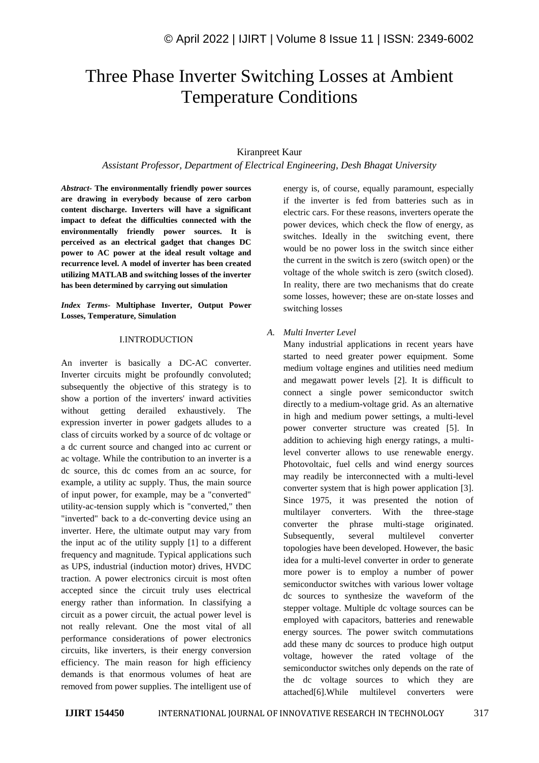# Three Phase Inverter Switching Losses at Ambient Temperature Conditions

Kiranpreet Kaur

*Assistant Professor, Department of Electrical Engineering, Desh Bhagat University*

***Abstract-*** **The environmentally friendly power sources are drawing in everybody because of zero carbon content discharge. Inverters will have a significant impact to defeat the difficulties connected with the environmentally friendly power sources. It is perceived as an electrical gadget that changes DC power to AC power at the ideal result voltage and recurrence level. A model of inverter has been created utilizing MATLAB and switching losses of the inverter has been determined by carrying out simulation**

***Index Terms-*** **Multiphase Inverter, Output Power Losses, Temperature, Simulation**

## I.INTRODUCTION

An inverter is basically a DC-AC converter. Inverter circuits might be profoundly convoluted; subsequently the objective of this strategy is to show a portion of the inverters' inward activities without getting derailed exhaustively. The expression inverter in power gadgets alludes to a class of circuits worked by a source of dc voltage or a dc current source and changed into ac current or ac voltage. While the contribution to an inverter is a dc source, this dc comes from an ac source, for example, a utility ac supply. Thus, the main source of input power, for example, may be a "converted" utility-ac-tension supply which is "converted," then "inverted" back to a dc-converting device using an inverter. Here, the ultimate output may vary from the input ac of the utility supply [1] to a different frequency and magnitude. Typical applications such as UPS, industrial (induction motor) drives, HVDC traction. A power electronics circuit is most often accepted since the circuit truly uses electrical energy rather than information. In classifying a circuit as a power circuit, the actual power level is not really relevant. One the most vital of all performance considerations of power electronics circuits, like inverters, is their energy conversion efficiency. The main reason for high efficiency demands is that enormous volumes of heat are removed from power supplies. The intelligent use of energy is, of course, equally paramount, especially if the inverter is fed from batteries such as in electric cars. For these reasons, inverters operate the power devices, which check the flow of energy, as switches. Ideally in the switching event, there would be no power loss in the switch since either the current in the switch is zero (switch open) or the voltage of the whole switch is zero (switch closed). In reality, there are two mechanisms that do create some losses, however; these are on-state losses and switching losses

### *A. Multi Inverter Level*

Many industrial applications in recent years have started to need greater power equipment. Some medium voltage engines and utilities need medium and megawatt power levels [2]. It is difficult to connect a single power semiconductor switch directly to a medium-voltage grid. As an alternative in high and medium power settings, a multi-level power converter structure was created [5]. In addition to achieving high energy ratings, a multi-level converter allows to use renewable energy. Photovoltaic, fuel cells and wind energy sources may readily be interconnected with a multi-level converter system that is high power application [3]. Since 1975, it was presented the notion of multilayer converters. With the three-stage converter the phrase multi-stage originated. Subsequently, several multilevel converter topologies have been developed. However, the basic idea for a multi-level converter in order to generate more power is to employ a number of power semiconductor switches with various lower voltage dc sources to synthesize the waveform of the stepper voltage. Multiple dc voltage sources can be employed with capacitors, batteries and renewable energy sources. The power switch commutations add these many dc sources to produce high output voltage, however the rated voltage of the semiconductor switches only depends on the rate of the dc voltage sources to which they are attached[6].While multilevel converters were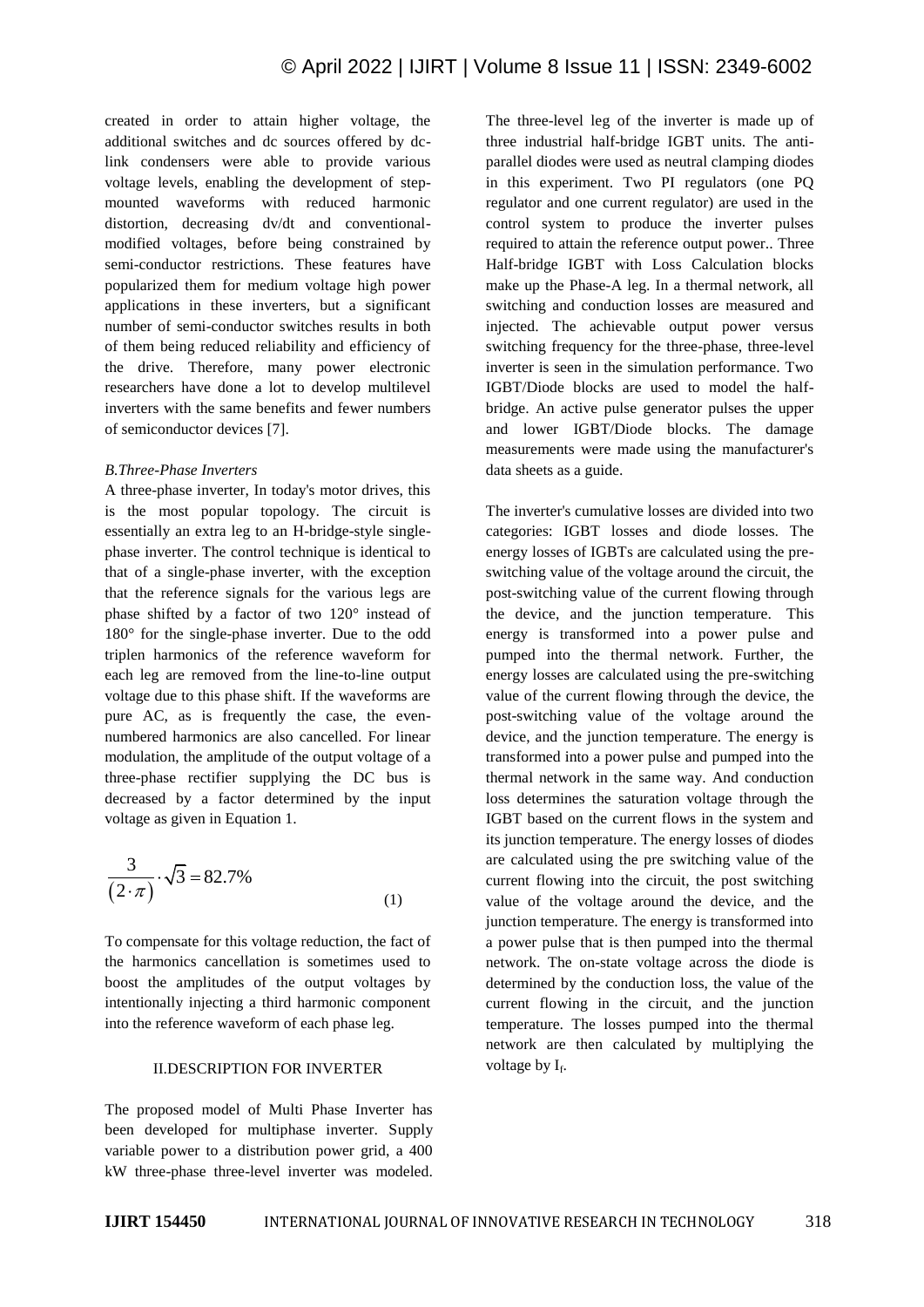created in order to attain higher voltage, the additional switches and dc sources offered by dc-link condensers were able to provide various voltage levels, enabling the development of step-mounted waveforms with reduced harmonic distortion, decreasing dv/dt and conventional-modified voltages, before being constrained by semi-conductor restrictions. These features have popularized them for medium voltage high power applications in these inverters, but a significant number of semi-conductor switches results in both of them being reduced reliability and efficiency of the drive. Therefore, many power electronic researchers have done a lot to develop multilevel inverters with the same benefits and fewer numbers of semiconductor devices [7].

### *B.Three-Phase Inverters*

A three-phase inverter, In today's motor drives, this is the most popular topology. The circuit is essentially an extra leg to an H-bridge-style single-phase inverter. The control technique is identical to that of a single-phase inverter, with the exception that the reference signals for the various legs are phase shifted by a factor of two 120° instead of 180° for the single-phase inverter. Due to the odd triplen harmonics of the reference waveform for each leg are removed from the line-to-line output voltage due to this phase shift. If the waveforms are pure AC, as is frequently the case, the even-numbered harmonics are also cancelled. For linear modulation, the amplitude of the output voltage of a three-phase rectifier supplying the DC bus is decreased by a factor determined by the input voltage as given in Equation 1.

$$\frac{3}{(2\cdot\pi)}\cdot\sqrt{3}=82.7\% \tag{1}$$

To compensate for this voltage reduction, the fact of the harmonics cancellation is sometimes used to boost the amplitudes of the output voltages by intentionally injecting a third harmonic component into the reference waveform of each phase leg.

## II.DESCRIPTION FOR INVERTER

The proposed model of Multi Phase Inverter has been developed for multiphase inverter. Supply variable power to a distribution power grid, a 400 kW three-phase three-level inverter was modeled. The three-level leg of the inverter is made up of three industrial half-bridge IGBT units. The anti-parallel diodes were used as neutral clamping diodes in this experiment. Two PI regulators (one PQ regulator and one current regulator) are used in the control system to produce the inverter pulses required to attain the reference output power.. Three Half-bridge IGBT with Loss Calculation blocks make up the Phase-A leg. In a thermal network, all switching and conduction losses are measured and injected. The achievable output power versus switching frequency for the three-phase, three-level inverter is seen in the simulation performance. Two IGBT/Diode blocks are used to model the half-bridge. An active pulse generator pulses the upper and lower IGBT/Diode blocks. The damage measurements were made using the manufacturer's data sheets as a guide.

The inverter's cumulative losses are divided into two categories: IGBT losses and diode losses. The energy losses of IGBTs are calculated using the pre-switching value of the voltage around the circuit, the post-switching value of the current flowing through the device, and the junction temperature. This energy is transformed into a power pulse and pumped into the thermal network. Further, the energy losses are calculated using the pre-switching value of the current flowing through the device, the post-switching value of the voltage around the device, and the junction temperature. The energy is transformed into a power pulse and pumped into the thermal network in the same way. And conduction loss determines the saturation voltage through the IGBT based on the current flows in the system and its junction temperature. The energy losses of diodes are calculated using the pre switching value of the current flowing into the circuit, the post switching value of the voltage around the device, and the junction temperature. The energy is transformed into a power pulse that is then pumped into the thermal network. The on-state voltage across the diode is determined by the conduction loss, the value of the current flowing in the circuit, and the junction temperature. The losses pumped into the thermal network are then calculated by multiplying the voltage by $I_f$.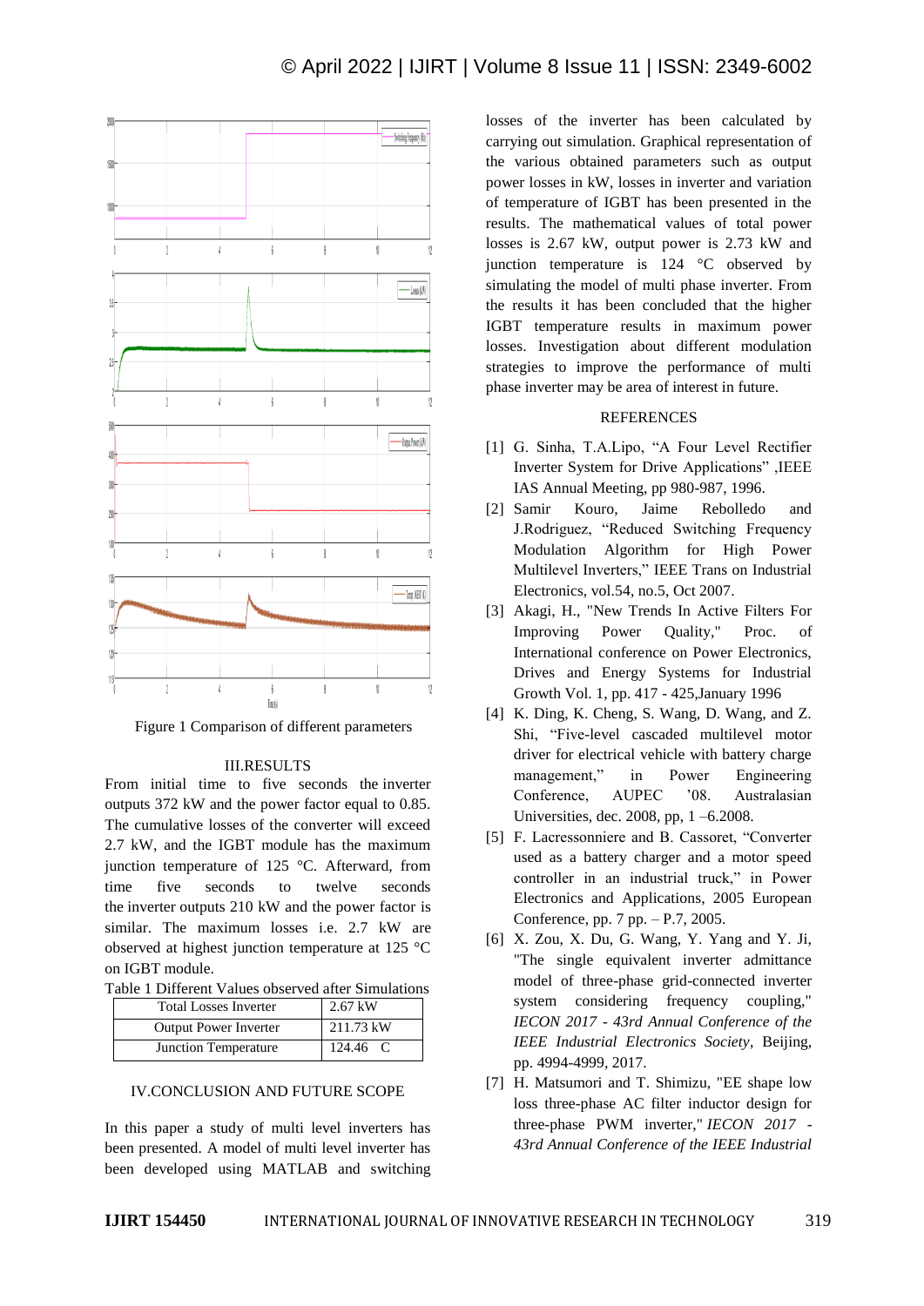Figure 1 Comparison of different parameters

## III.RESULTS

From initial time to five seconds the inverter outputs 372 kW and the power factor equal to 0.85. The cumulative losses of the converter will exceed 2.7 kW, and the IGBT module has the maximum junction temperature of 125 °C. Afterward, from time five seconds to twelve seconds the inverter outputs 210 kW and the power factor is similar. The maximum losses i.e. 2.7 kW are observed at highest junction temperature at 125 °C on IGBT module.

Table 1 Different Values observed after Simulations

| Total Losses Inverter | 2.67 kW |
|---|---|
| Output Power Inverter | 211.73 kW |
| Junction Temperature | 124.46 C |

## IV.CONCLUSION AND FUTURE SCOPE

In this paper a study of multi level inverters has been presented. A model of multi level inverter has been developed using MATLAB and switching losses of the inverter has been calculated by carrying out simulation. Graphical representation of the various obtained parameters such as output power losses in kW, losses in inverter and variation of temperature of IGBT has been presented in the results. The mathematical values of total power losses is 2.67 kW, output power is 2.73 kW and junction temperature is 124 °C observed by simulating the model of multi phase inverter. From the results it has been concluded that the higher IGBT temperature results in maximum power losses. Investigation about different modulation strategies to improve the performance of multi phase inverter may be area of interest in future.

## REFERENCES

[1] G. Sinha, T.A.Lipo, "A Four Level Rectifier Inverter System for Drive Applications" ,IEEE IAS Annual Meeting, pp 980-987, 1996.

[2] Samir Kouro, Jaime Rebolledo and J.Rodriguez, "Reduced Switching Frequency Modulation Algorithm for High Power Multilevel Inverters," IEEE Trans on Industrial Electronics, vol.54, no.5, Oct 2007.

[3] Akagi, H., "New Trends In Active Filters For Improving Power Quality," Proc. of International conference on Power Electronics, Drives and Energy Systems for Industrial Growth Vol. 1, pp. 417 - 425,January 1996

[4] K. Ding, K. Cheng, S. Wang, D. Wang, and Z. Shi, "Five-level cascaded multilevel motor driver for electrical vehicle with battery charge management," in Power Engineering Conference, AUPEC '08. Australasian Universities, dec. 2008, pp, 1 –6.2008.

[5] F. Lacressonniere and B. Cassoret, "Converter used as a battery charger and a motor speed controller in an industrial truck," in Power Electronics and Applications, 2005 European Conference, pp. 7 pp. – P.7, 2005.

[6] X. Zou, X. Du, G. Wang, Y. Yang and Y. Ji, "The single equivalent inverter admittance model of three-phase grid-connected inverter system considering frequency coupling," *IECON 2017 - 43rd Annual Conference of the IEEE Industrial Electronics Society*, Beijing, pp. 4994-4999, 2017.

[7] H. Matsumori and T. Shimizu, "EE shape low loss three-phase AC filter inductor design for three-phase PWM inverter," *IECON 2017 - 43rd Annual Conference of the IEEE Industrial*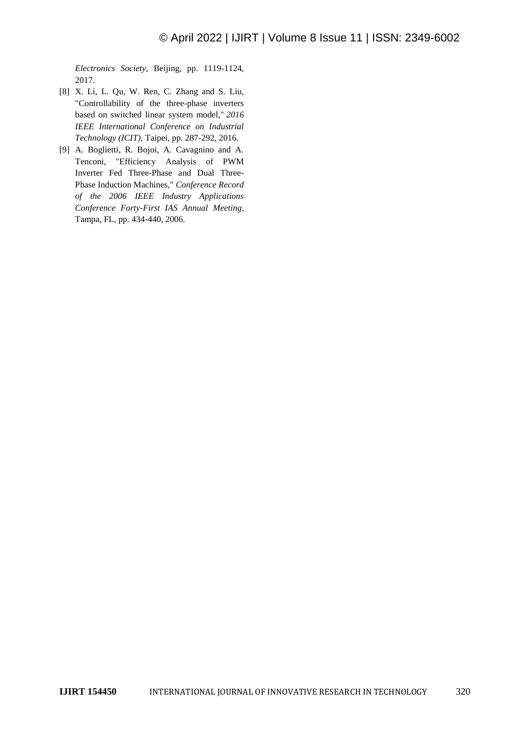*Electronics Society*, Beijing, pp. 1119-1124, 2017.

[8] X. Li, L. Qu, W. Ren, C. Zhang and S. Liu, "Controllability of the three-phase inverters based on switched linear system model," *2016 IEEE International Conference on Industrial Technology (ICIT)*, Taipei, pp. 287-292, 2016.

[9] A. Boglietti, R. Bojoi, A. Cavagnino and A. Tenconi, "Efficiency Analysis of PWM Inverter Fed Three-Phase and Dual Three-Phase Induction Machines," *Conference Record of the 2006 IEEE Industry Applications Conference Forty-First IAS Annual Meeting*, Tampa, FL, pp. 434-440, 2006.